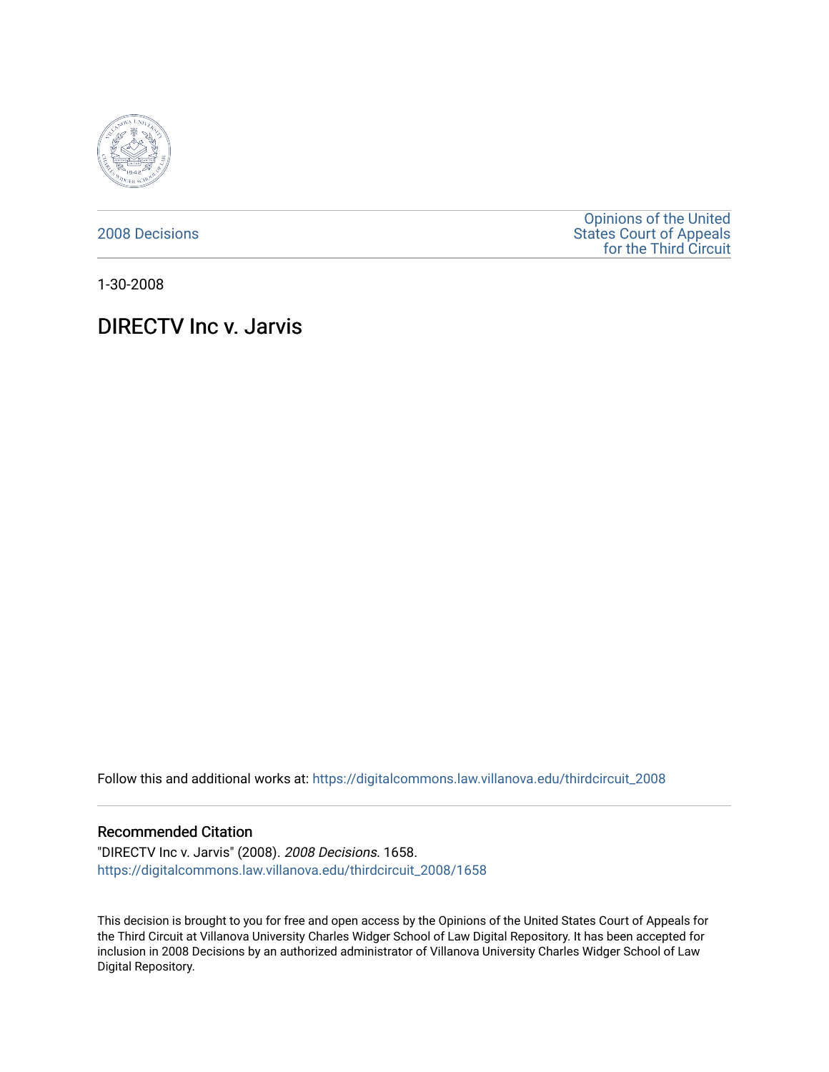2008 Decisions

Opinions of the United States Court of Appeals for the Third Circuit

1-30-2008

# DIRECTV Inc v. Jarvis

Follow this and additional works at: https://digitalcommons.law.villanova.edu/thirdcircuit_2008

## Recommended Citation

"DIRECTV Inc v. Jarvis" (2008). *2008 Decisions*. 1658.
https://digitalcommons.law.villanova.edu/thirdcircuit_2008/1658

This decision is brought to you for free and open access by the Opinions of the United States Court of Appeals for the Third Circuit at Villanova University Charles Widger School of Law Digital Repository. It has been accepted for inclusion in 2008 Decisions by an authorized administrator of Villanova University Charles Widger School of Law Digital Repository.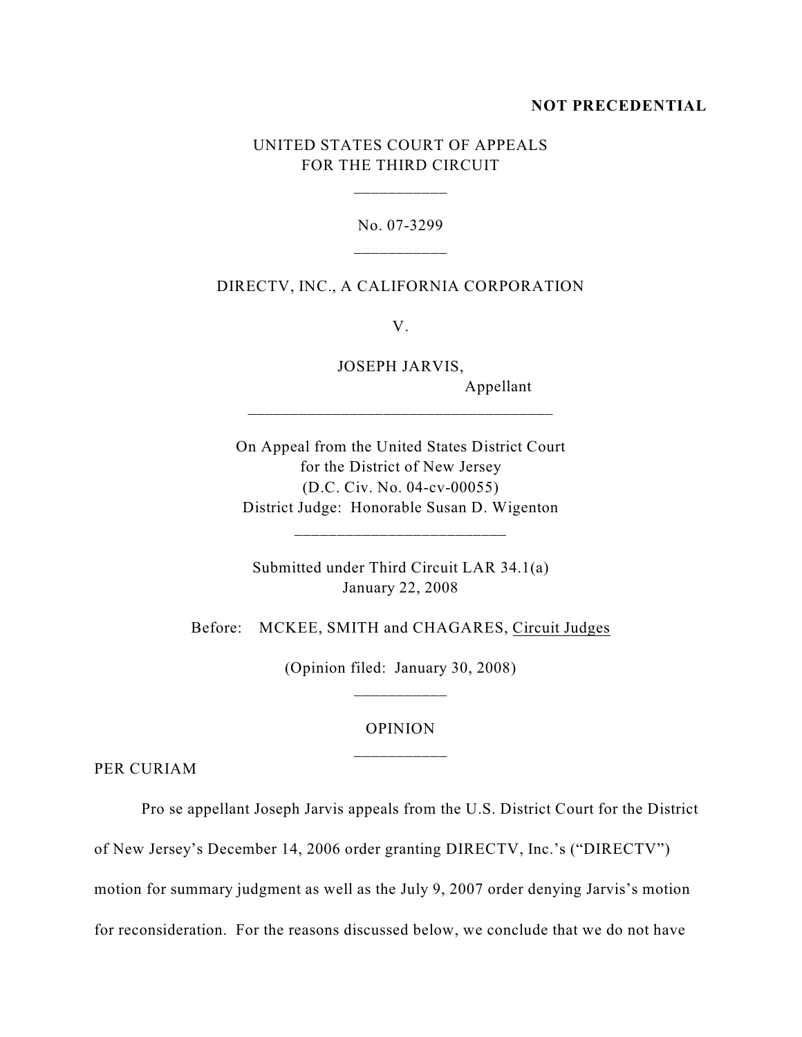**NOT PRECEDENTIAL**

UNITED STATES COURT OF APPEALS
FOR THE THIRD CIRCUIT

___________

No. 07-3299

___________

DIRECTV, INC., A CALIFORNIA CORPORATION

V.

JOSEPH JARVIS,
Appellant

____________________________________

On Appeal from the United States District Court
for the District of New Jersey
(D.C. Civ. No. 04-cv-00055)
District Judge: Honorable Susan D. Wigenton

_________________________

Submitted under Third Circuit LAR 34.1(a)
January 22, 2008

Before: MCKEE, SMITH and CHAGARES, Circuit Judges

(Opinion filed: January 30, 2008)

___________

OPINION

___________

PER CURIAM

Pro se appellant Joseph Jarvis appeals from the U.S. District Court for the District of New Jersey's December 14, 2006 order granting DIRECTV, Inc.'s ("DIRECTV") motion for summary judgment as well as the July 9, 2007 order denying Jarvis's motion for reconsideration. For the reasons discussed below, we conclude that we do not have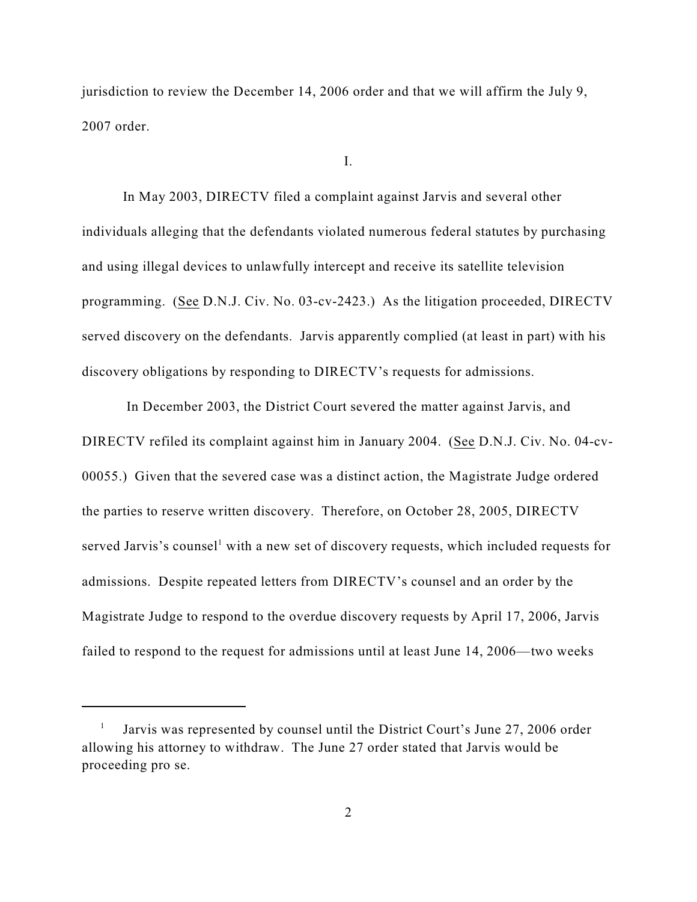jurisdiction to review the December 14, 2006 order and that we will affirm the July 9, 2007 order.

I.

In May 2003, DIRECTV filed a complaint against Jarvis and several other individuals alleging that the defendants violated numerous federal statutes by purchasing and using illegal devices to unlawfully intercept and receive its satellite television programming. (See D.N.J. Civ. No. 03-cv-2423.) As the litigation proceeded, DIRECTV served discovery on the defendants. Jarvis apparently complied (at least in part) with his discovery obligations by responding to DIRECTV's requests for admissions.

In December 2003, the District Court severed the matter against Jarvis, and DIRECTV refiled its complaint against him in January 2004. (See D.N.J. Civ. No. 04-cv-00055.) Given that the severed case was a distinct action, the Magistrate Judge ordered the parties to reserve written discovery. Therefore, on October 28, 2005, DIRECTV served Jarvis's counsel[1] with a new set of discovery requests, which included requests for admissions. Despite repeated letters from DIRECTV's counsel and an order by the Magistrate Judge to respond to the overdue discovery requests by April 17, 2006, Jarvis failed to respond to the request for admissions until at least June 14, 2006—two weeks

---

[1] Jarvis was represented by counsel until the District Court's June 27, 2006 order allowing his attorney to withdraw. The June 27 order stated that Jarvis would be proceeding pro se.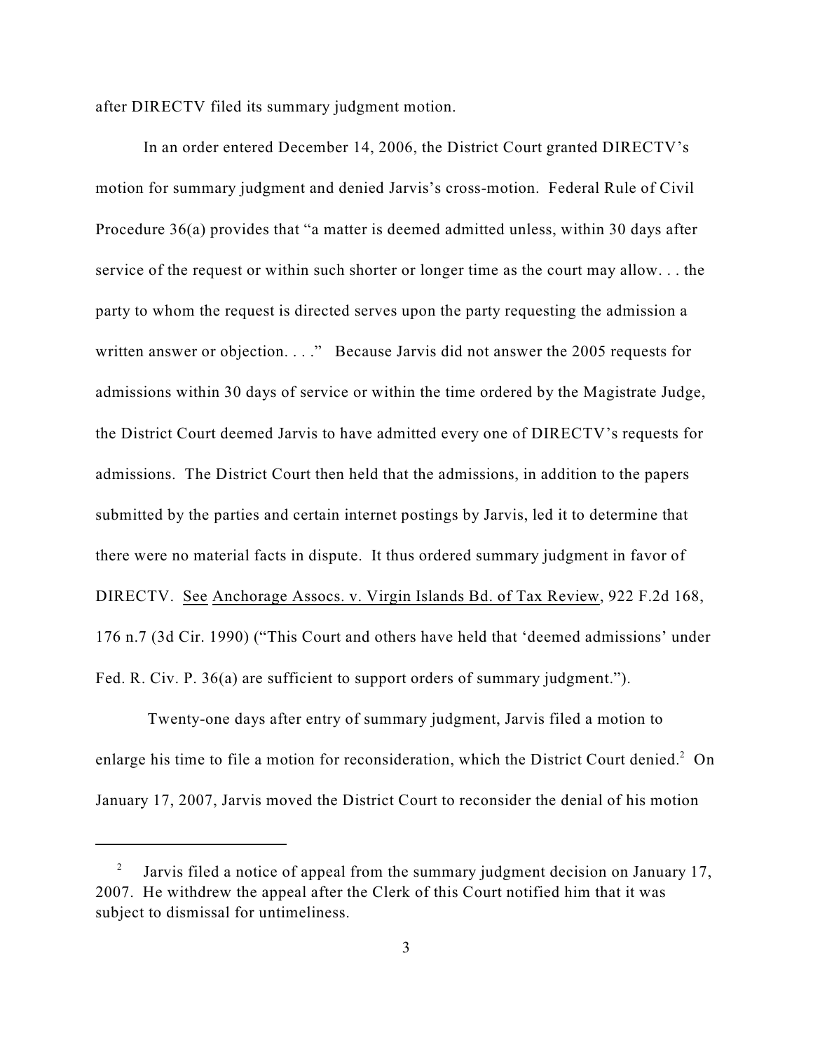after DIRECTV filed its summary judgment motion.

In an order entered December 14, 2006, the District Court granted DIRECTV's motion for summary judgment and denied Jarvis's cross-motion. Federal Rule of Civil Procedure 36(a) provides that "a matter is deemed admitted unless, within 30 days after service of the request or within such shorter or longer time as the court may allow. . . the party to whom the request is directed serves upon the party requesting the admission a written answer or objection. . . ." Because Jarvis did not answer the 2005 requests for admissions within 30 days of service or within the time ordered by the Magistrate Judge, the District Court deemed Jarvis to have admitted every one of DIRECTV's requests for admissions. The District Court then held that the admissions, in addition to the papers submitted by the parties and certain internet postings by Jarvis, led it to determine that there were no material facts in dispute. It thus ordered summary judgment in favor of DIRECTV. See Anchorage Assocs. v. Virgin Islands Bd. of Tax Review, 922 F.2d 168, 176 n.7 (3d Cir. 1990) ("This Court and others have held that 'deemed admissions' under Fed. R. Civ. P. 36(a) are sufficient to support orders of summary judgment.").

Twenty-one days after entry of summary judgment, Jarvis filed a motion to enlarge his time to file a motion for reconsideration, which the District Court denied.[2] On January 17, 2007, Jarvis moved the District Court to reconsider the denial of his motion

[2] Jarvis filed a notice of appeal from the summary judgment decision on January 17, 2007. He withdrew the appeal after the Clerk of this Court notified him that it was subject to dismissal for untimeliness.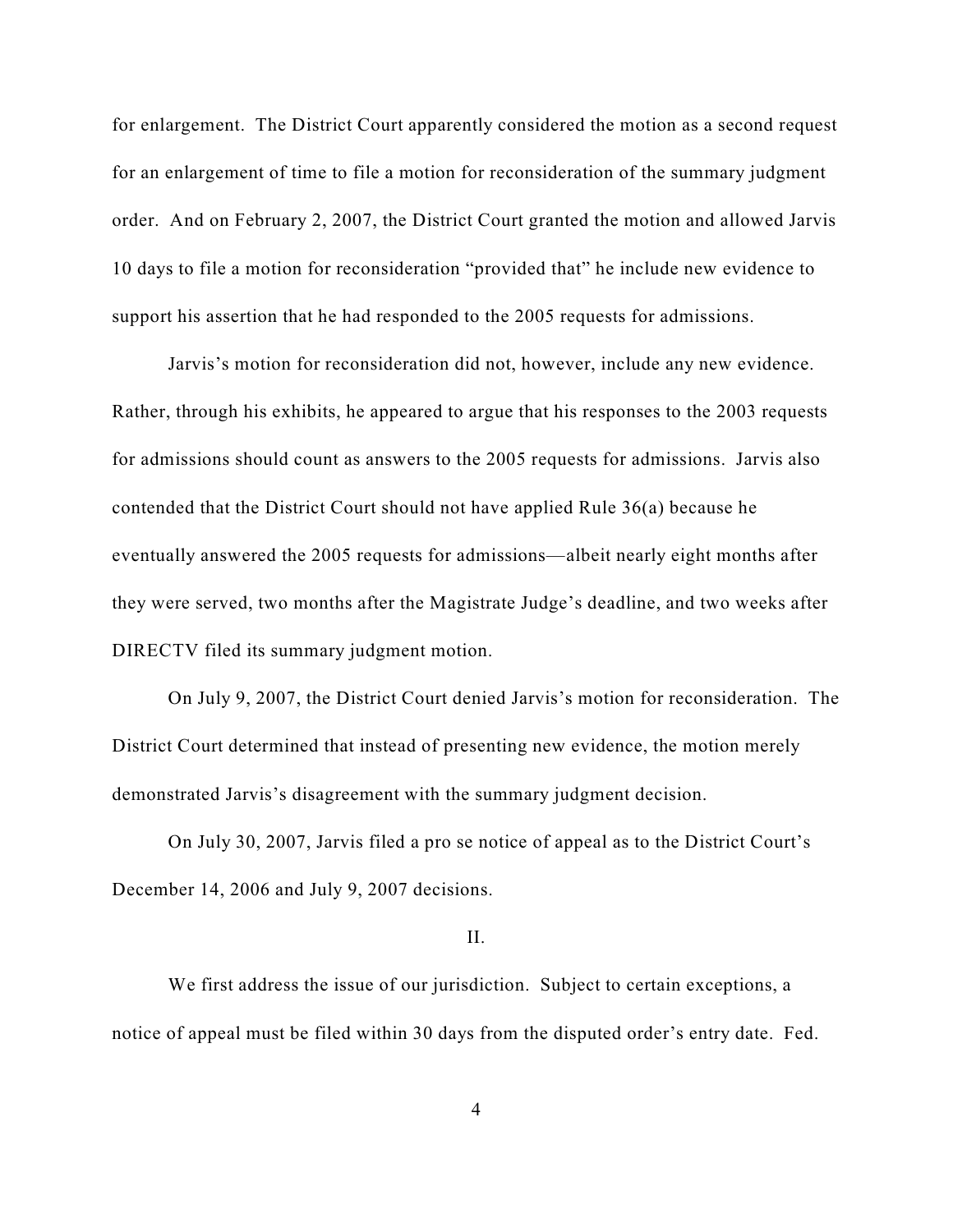for enlargement. The District Court apparently considered the motion as a second request for an enlargement of time to file a motion for reconsideration of the summary judgment order. And on February 2, 2007, the District Court granted the motion and allowed Jarvis 10 days to file a motion for reconsideration "provided that" he include new evidence to support his assertion that he had responded to the 2005 requests for admissions.

Jarvis's motion for reconsideration did not, however, include any new evidence. Rather, through his exhibits, he appeared to argue that his responses to the 2003 requests for admissions should count as answers to the 2005 requests for admissions. Jarvis also contended that the District Court should not have applied Rule 36(a) because he eventually answered the 2005 requests for admissions—albeit nearly eight months after they were served, two months after the Magistrate Judge's deadline, and two weeks after DIRECTV filed its summary judgment motion.

On July 9, 2007, the District Court denied Jarvis's motion for reconsideration. The District Court determined that instead of presenting new evidence, the motion merely demonstrated Jarvis's disagreement with the summary judgment decision.

On July 30, 2007, Jarvis filed a pro se notice of appeal as to the District Court's December 14, 2006 and July 9, 2007 decisions.

II.

We first address the issue of our jurisdiction. Subject to certain exceptions, a notice of appeal must be filed within 30 days from the disputed order's entry date. Fed.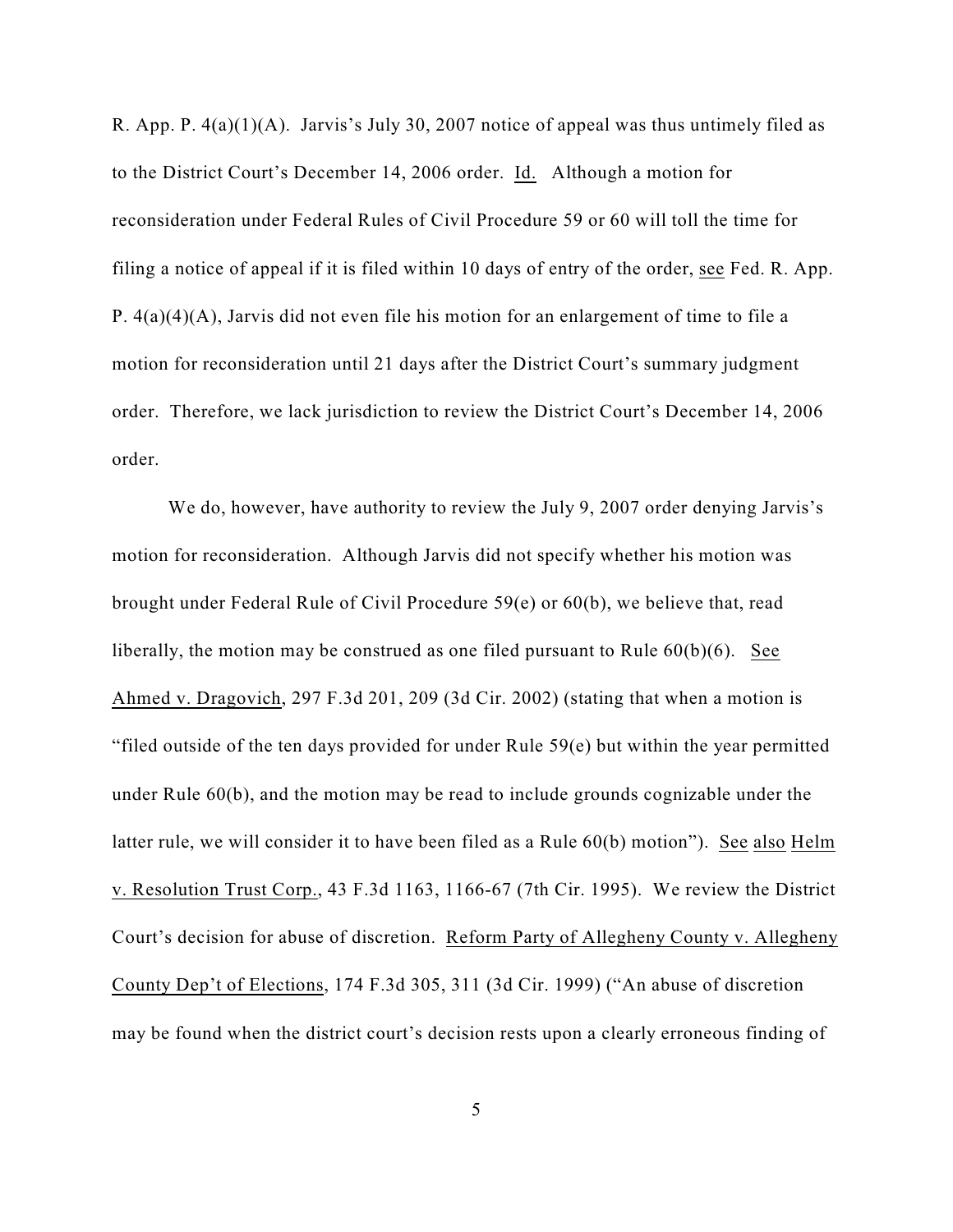R. App. P. 4(a)(1)(A). Jarvis's July 30, 2007 notice of appeal was thus untimely filed as to the District Court's December 14, 2006 order. Id. Although a motion for reconsideration under Federal Rules of Civil Procedure 59 or 60 will toll the time for filing a notice of appeal if it is filed within 10 days of entry of the order, see Fed. R. App. P. 4(a)(4)(A), Jarvis did not even file his motion for an enlargement of time to file a motion for reconsideration until 21 days after the District Court's summary judgment order. Therefore, we lack jurisdiction to review the District Court's December 14, 2006 order.

We do, however, have authority to review the July 9, 2007 order denying Jarvis's motion for reconsideration. Although Jarvis did not specify whether his motion was brought under Federal Rule of Civil Procedure 59(e) or 60(b), we believe that, read liberally, the motion may be construed as one filed pursuant to Rule 60(b)(6). See Ahmed v. Dragovich, 297 F.3d 201, 209 (3d Cir. 2002) (stating that when a motion is "filed outside of the ten days provided for under Rule 59(e) but within the year permitted under Rule 60(b), and the motion may be read to include grounds cognizable under the latter rule, we will consider it to have been filed as a Rule 60(b) motion"). See also Helm v. Resolution Trust Corp., 43 F.3d 1163, 1166-67 (7th Cir. 1995). We review the District Court's decision for abuse of discretion. Reform Party of Allegheny County v. Allegheny County Dep't of Elections, 174 F.3d 305, 311 (3d Cir. 1999) ("An abuse of discretion may be found when the district court's decision rests upon a clearly erroneous finding of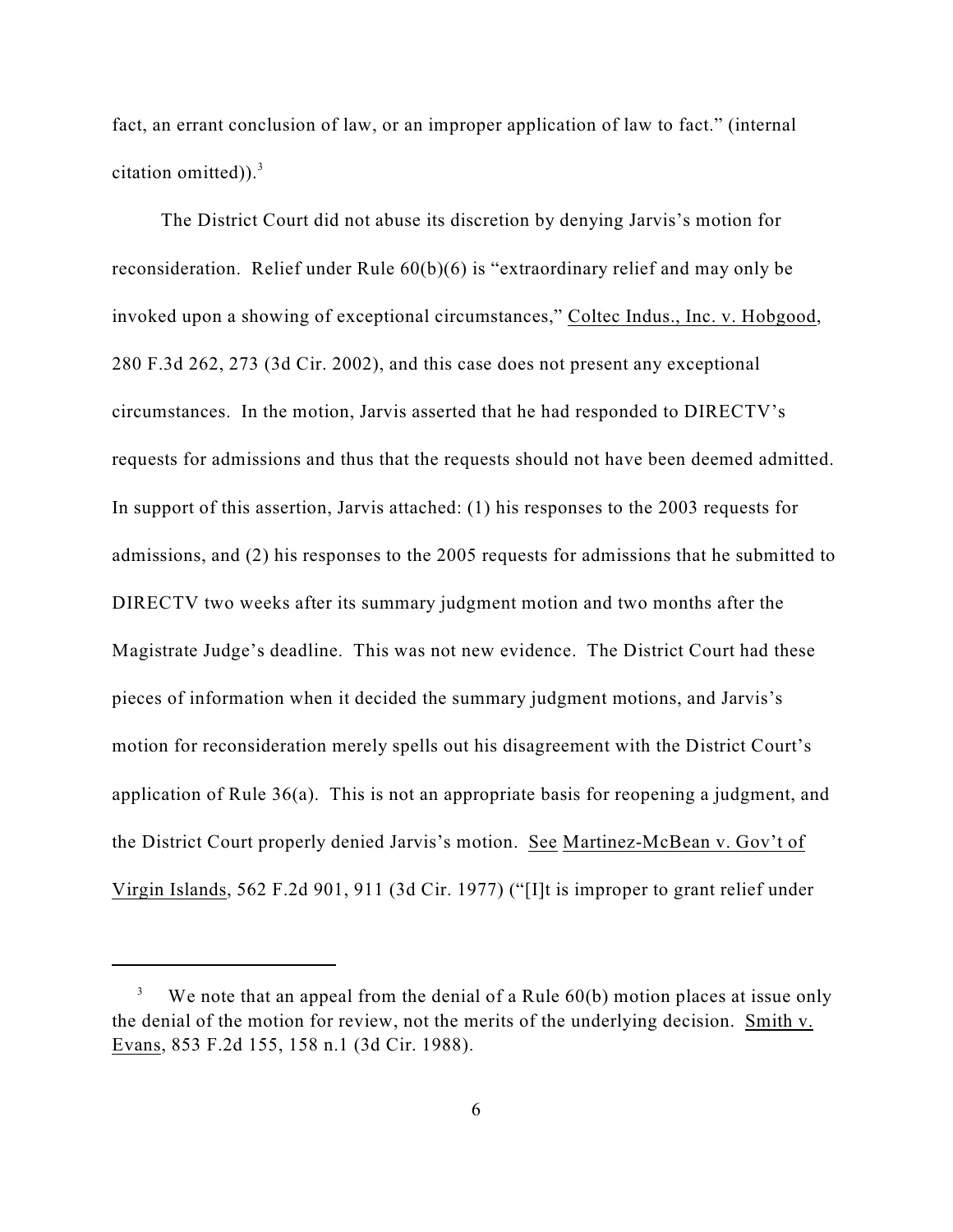fact, an errant conclusion of law, or an improper application of law to fact." (internal citation omitted)).[3]

The District Court did not abuse its discretion by denying Jarvis's motion for reconsideration. Relief under Rule 60(b)(6) is "extraordinary relief and may only be invoked upon a showing of exceptional circumstances," Coltec Indus., Inc. v. Hobgood, 280 F.3d 262, 273 (3d Cir. 2002), and this case does not present any exceptional circumstances. In the motion, Jarvis asserted that he had responded to DIRECTV's requests for admissions and thus that the requests should not have been deemed admitted. In support of this assertion, Jarvis attached: (1) his responses to the 2003 requests for admissions, and (2) his responses to the 2005 requests for admissions that he submitted to DIRECTV two weeks after its summary judgment motion and two months after the Magistrate Judge's deadline. This was not new evidence. The District Court had these pieces of information when it decided the summary judgment motions, and Jarvis's motion for reconsideration merely spells out his disagreement with the District Court's application of Rule 36(a). This is not an appropriate basis for reopening a judgment, and the District Court properly denied Jarvis's motion. See Martinez-McBean v. Gov't of Virgin Islands, 562 F.2d 901, 911 (3d Cir. 1977) ("[I]t is improper to grant relief under

---

[3] We note that an appeal from the denial of a Rule 60(b) motion places at issue only the denial of the motion for review, not the merits of the underlying decision. Smith v. Evans, 853 F.2d 155, 158 n.1 (3d Cir. 1988).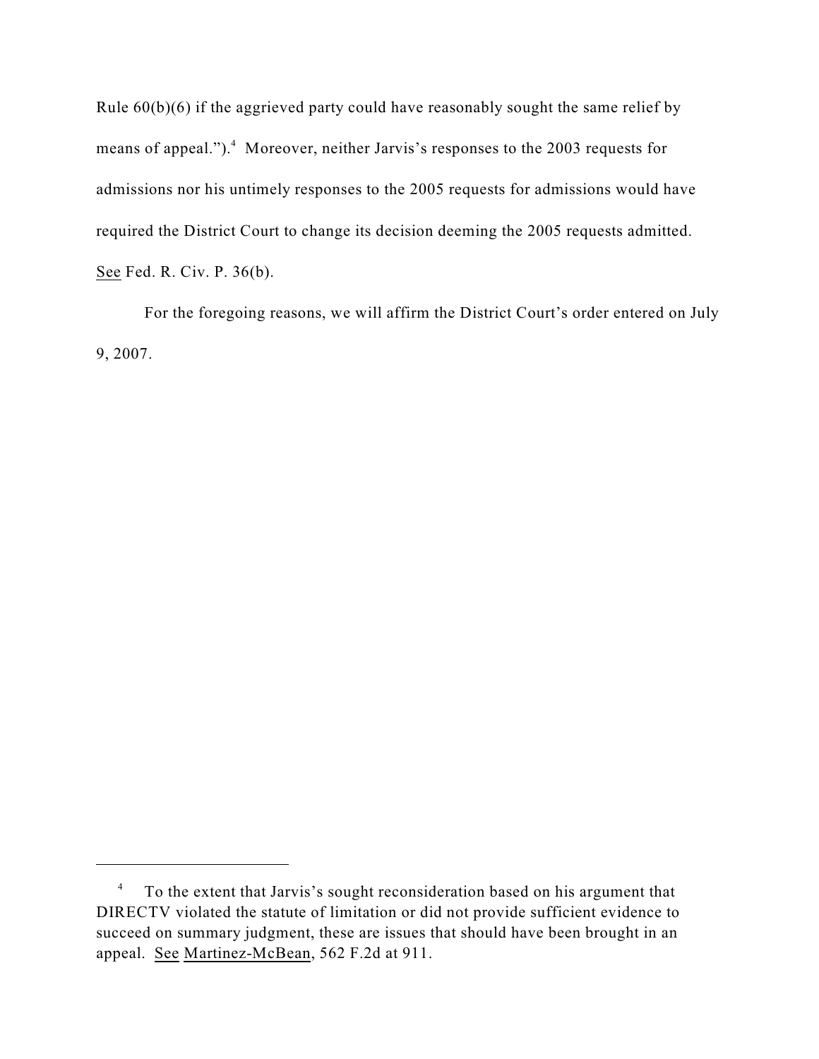Rule 60(b)(6) if the aggrieved party could have reasonably sought the same relief by means of appeal.").[4] Moreover, neither Jarvis's responses to the 2003 requests for admissions nor his untimely responses to the 2005 requests for admissions would have required the District Court to change its decision deeming the 2005 requests admitted. See Fed. R. Civ. P. 36(b).

For the foregoing reasons, we will affirm the District Court's order entered on July 9, 2007.

---

[4] To the extent that Jarvis's sought reconsideration based on his argument that DIRECTV violated the statute of limitation or did not provide sufficient evidence to succeed on summary judgment, these are issues that should have been brought in an appeal. See Martinez-McBean, 562 F.2d at 911.